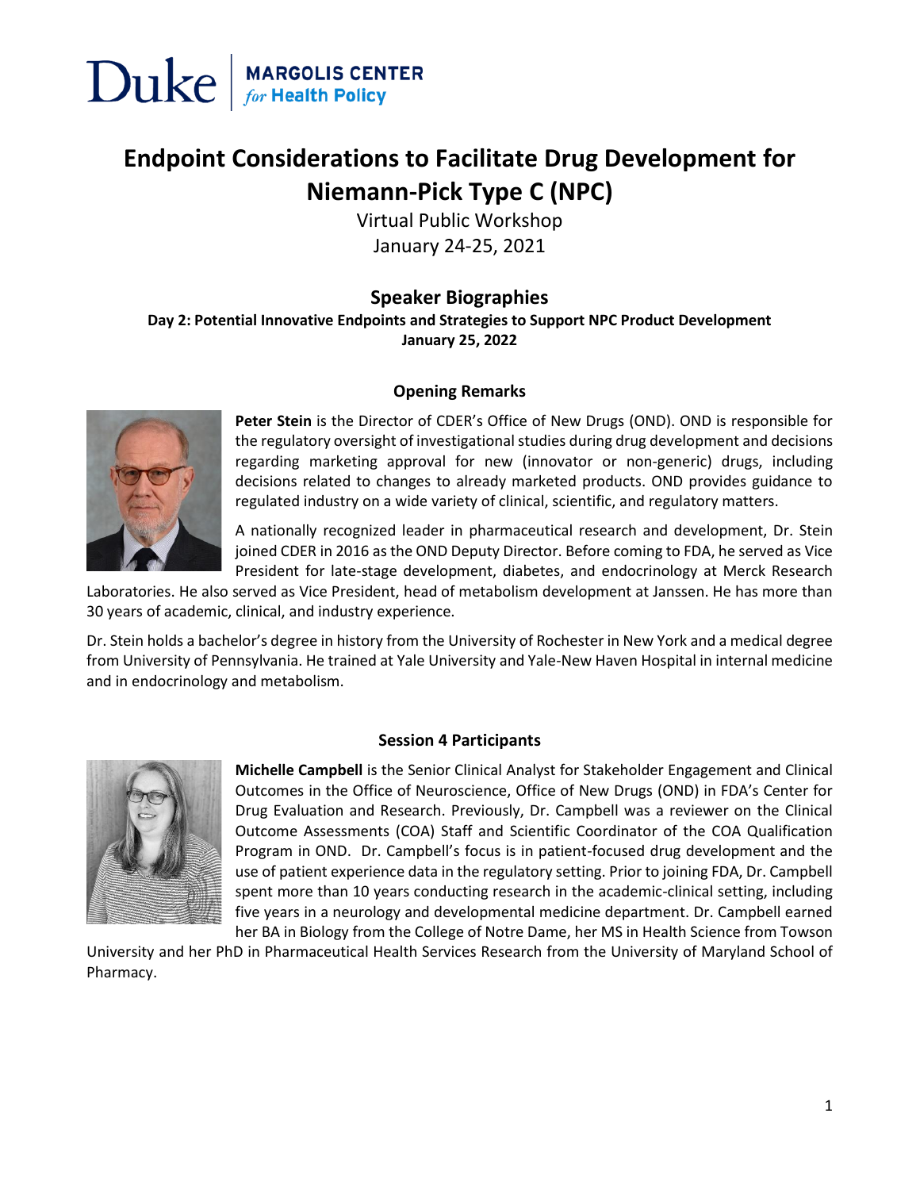Duke | MARGOLIS CENTER *for* Health Policy

# Endpoint Considerations to Facilitate Drug Development for Niemann-Pick Type C (NPC)

Virtual Public Workshop
January 24-25, 2021

## Speaker Biographies

**Day 2: Potential Innovative Endpoints and Strategies to Support NPC Product Development**
**January 25, 2022**

### Opening Remarks

**Peter Stein** is the Director of CDER's Office of New Drugs (OND). OND is responsible for the regulatory oversight of investigational studies during drug development and decisions regarding marketing approval for new (innovator or non-generic) drugs, including decisions related to changes to already marketed products. OND provides guidance to regulated industry on a wide variety of clinical, scientific, and regulatory matters.

A nationally recognized leader in pharmaceutical research and development, Dr. Stein joined CDER in 2016 as the OND Deputy Director. Before coming to FDA, he served as Vice President for late-stage development, diabetes, and endocrinology at Merck Research Laboratories. He also served as Vice President, head of metabolism development at Janssen. He has more than 30 years of academic, clinical, and industry experience.

Dr. Stein holds a bachelor's degree in history from the University of Rochester in New York and a medical degree from University of Pennsylvania. He trained at Yale University and Yale-New Haven Hospital in internal medicine and in endocrinology and metabolism.

### Session 4 Participants

**Michelle Campbell** is the Senior Clinical Analyst for Stakeholder Engagement and Clinical Outcomes in the Office of Neuroscience, Office of New Drugs (OND) in FDA's Center for Drug Evaluation and Research. Previously, Dr. Campbell was a reviewer on the Clinical Outcome Assessments (COA) Staff and Scientific Coordinator of the COA Qualification Program in OND. Dr. Campbell's focus is in patient-focused drug development and the use of patient experience data in the regulatory setting. Prior to joining FDA, Dr. Campbell spent more than 10 years conducting research in the academic-clinical setting, including five years in a neurology and developmental medicine department. Dr. Campbell earned her BA in Biology from the College of Notre Dame, her MS in Health Science from Towson University and her PhD in Pharmaceutical Health Services Research from the University of Maryland School of Pharmacy.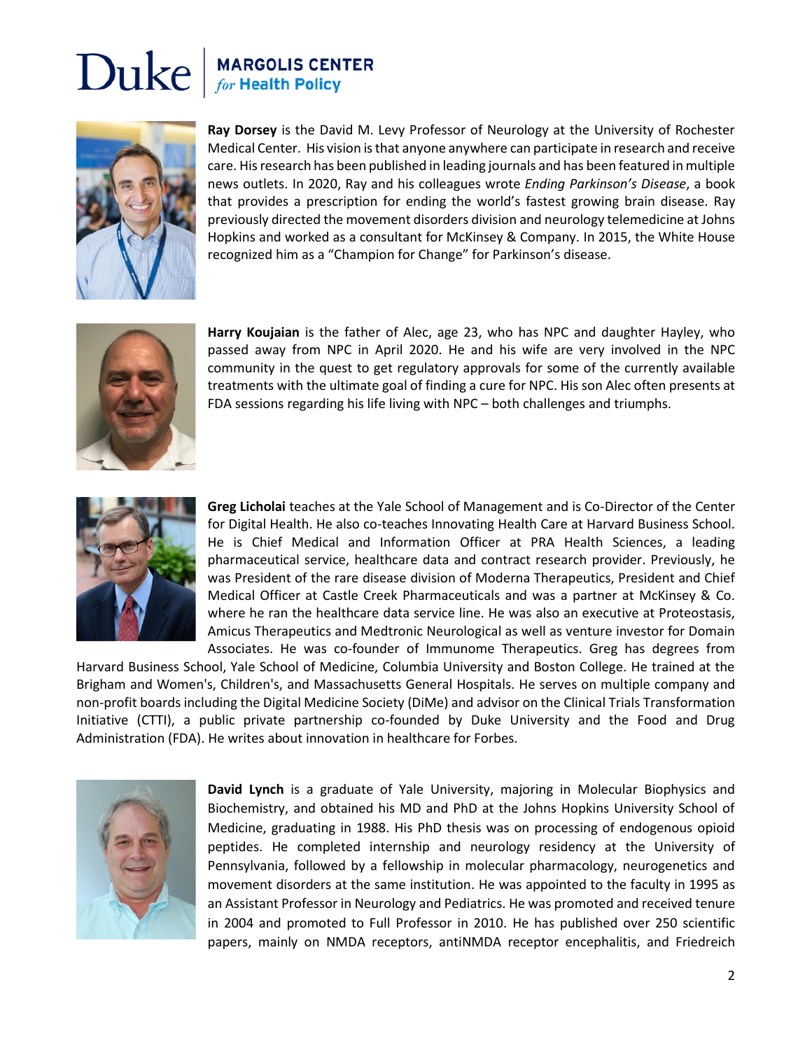**Ray Dorsey** is the David M. Levy Professor of Neurology at the University of Rochester Medical Center. His vision is that anyone anywhere can participate in research and receive care. His research has been published in leading journals and has been featured in multiple news outlets. In 2020, Ray and his colleagues wrote *Ending Parkinson's Disease*, a book that provides a prescription for ending the world's fastest growing brain disease. Ray previously directed the movement disorders division and neurology telemedicine at Johns Hopkins and worked as a consultant for McKinsey & Company. In 2015, the White House recognized him as a "Champion for Change" for Parkinson's disease.

**Harry Koujaian** is the father of Alec, age 23, who has NPC and daughter Hayley, who passed away from NPC in April 2020. He and his wife are very involved in the NPC community in the quest to get regulatory approvals for some of the currently available treatments with the ultimate goal of finding a cure for NPC. His son Alec often presents at FDA sessions regarding his life living with NPC – both challenges and triumphs.

**Greg Licholai** teaches at the Yale School of Management and is Co-Director of the Center for Digital Health. He also co-teaches Innovating Health Care at Harvard Business School. He is Chief Medical and Information Officer at PRA Health Sciences, a leading pharmaceutical service, healthcare data and contract research provider. Previously, he was President of the rare disease division of Moderna Therapeutics, President and Chief Medical Officer at Castle Creek Pharmaceuticals and was a partner at McKinsey & Co. where he ran the healthcare data service line. He was also an executive at Proteostasis, Amicus Therapeutics and Medtronic Neurological as well as venture investor for Domain Associates. He was co-founder of Immunome Therapeutics. Greg has degrees from Harvard Business School, Yale School of Medicine, Columbia University and Boston College. He trained at the Brigham and Women's, Children's, and Massachusetts General Hospitals. He serves on multiple company and non-profit boards including the Digital Medicine Society (DiMe) and advisor on the Clinical Trials Transformation Initiative (CTTI), a public private partnership co-founded by Duke University and the Food and Drug Administration (FDA). He writes about innovation in healthcare for Forbes.

**David Lynch** is a graduate of Yale University, majoring in Molecular Biophysics and Biochemistry, and obtained his MD and PhD at the Johns Hopkins University School of Medicine, graduating in 1988. His PhD thesis was on processing of endogenous opioid peptides. He completed internship and neurology residency at the University of Pennsylvania, followed by a fellowship in molecular pharmacology, neurogenetics and movement disorders at the same institution. He was appointed to the faculty in 1995 as an Assistant Professor in Neurology and Pediatrics. He was promoted and received tenure in 2004 and promoted to Full Professor in 2010. He has published over 250 scientific papers, mainly on NMDA receptors, antiNMDA receptor encephalitis, and Friedreich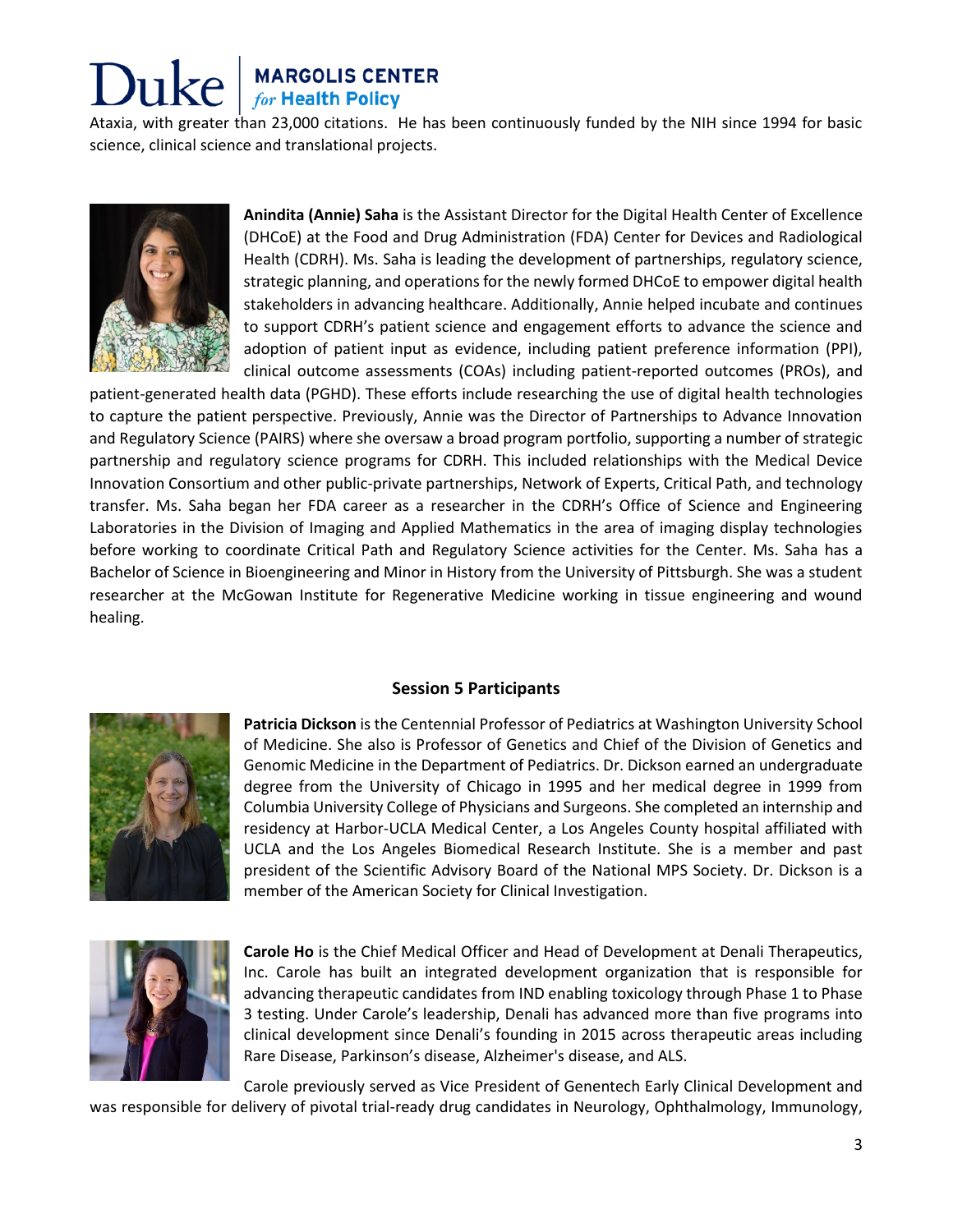Ataxia, with greater than 23,000 citations. He has been continuously funded by the NIH since 1994 for basic science, clinical science and translational projects.

**Anindita (Annie) Saha** is the Assistant Director for the Digital Health Center of Excellence (DHCoE) at the Food and Drug Administration (FDA) Center for Devices and Radiological Health (CDRH). Ms. Saha is leading the development of partnerships, regulatory science, strategic planning, and operations for the newly formed DHCoE to empower digital health stakeholders in advancing healthcare. Additionally, Annie helped incubate and continues to support CDRH's patient science and engagement efforts to advance the science and adoption of patient input as evidence, including patient preference information (PPI), clinical outcome assessments (COAs) including patient-reported outcomes (PROs), and patient-generated health data (PGHD). These efforts include researching the use of digital health technologies to capture the patient perspective. Previously, Annie was the Director of Partnerships to Advance Innovation and Regulatory Science (PAIRS) where she oversaw a broad program portfolio, supporting a number of strategic partnership and regulatory science programs for CDRH. This included relationships with the Medical Device Innovation Consortium and other public-private partnerships, Network of Experts, Critical Path, and technology transfer. Ms. Saha began her FDA career as a researcher in the CDRH's Office of Science and Engineering Laboratories in the Division of Imaging and Applied Mathematics in the area of imaging display technologies before working to coordinate Critical Path and Regulatory Science activities for the Center. Ms. Saha has a Bachelor of Science in Bioengineering and Minor in History from the University of Pittsburgh. She was a student researcher at the McGowan Institute for Regenerative Medicine working in tissue engineering and wound healing.

## Session 5 Participants

**Patricia Dickson** is the Centennial Professor of Pediatrics at Washington University School of Medicine. She also is Professor of Genetics and Chief of the Division of Genetics and Genomic Medicine in the Department of Pediatrics. Dr. Dickson earned an undergraduate degree from the University of Chicago in 1995 and her medical degree in 1999 from Columbia University College of Physicians and Surgeons. She completed an internship and residency at Harbor-UCLA Medical Center, a Los Angeles County hospital affiliated with UCLA and the Los Angeles Biomedical Research Institute. She is a member and past president of the Scientific Advisory Board of the National MPS Society. Dr. Dickson is a member of the American Society for Clinical Investigation.

**Carole Ho** is the Chief Medical Officer and Head of Development at Denali Therapeutics, Inc. Carole has built an integrated development organization that is responsible for advancing therapeutic candidates from IND enabling toxicology through Phase 1 to Phase 3 testing. Under Carole's leadership, Denali has advanced more than five programs into clinical development since Denali's founding in 2015 across therapeutic areas including Rare Disease, Parkinson's disease, Alzheimer's disease, and ALS.

Carole previously served as Vice President of Genentech Early Clinical Development and was responsible for delivery of pivotal trial-ready drug candidates in Neurology, Ophthalmology, Immunology,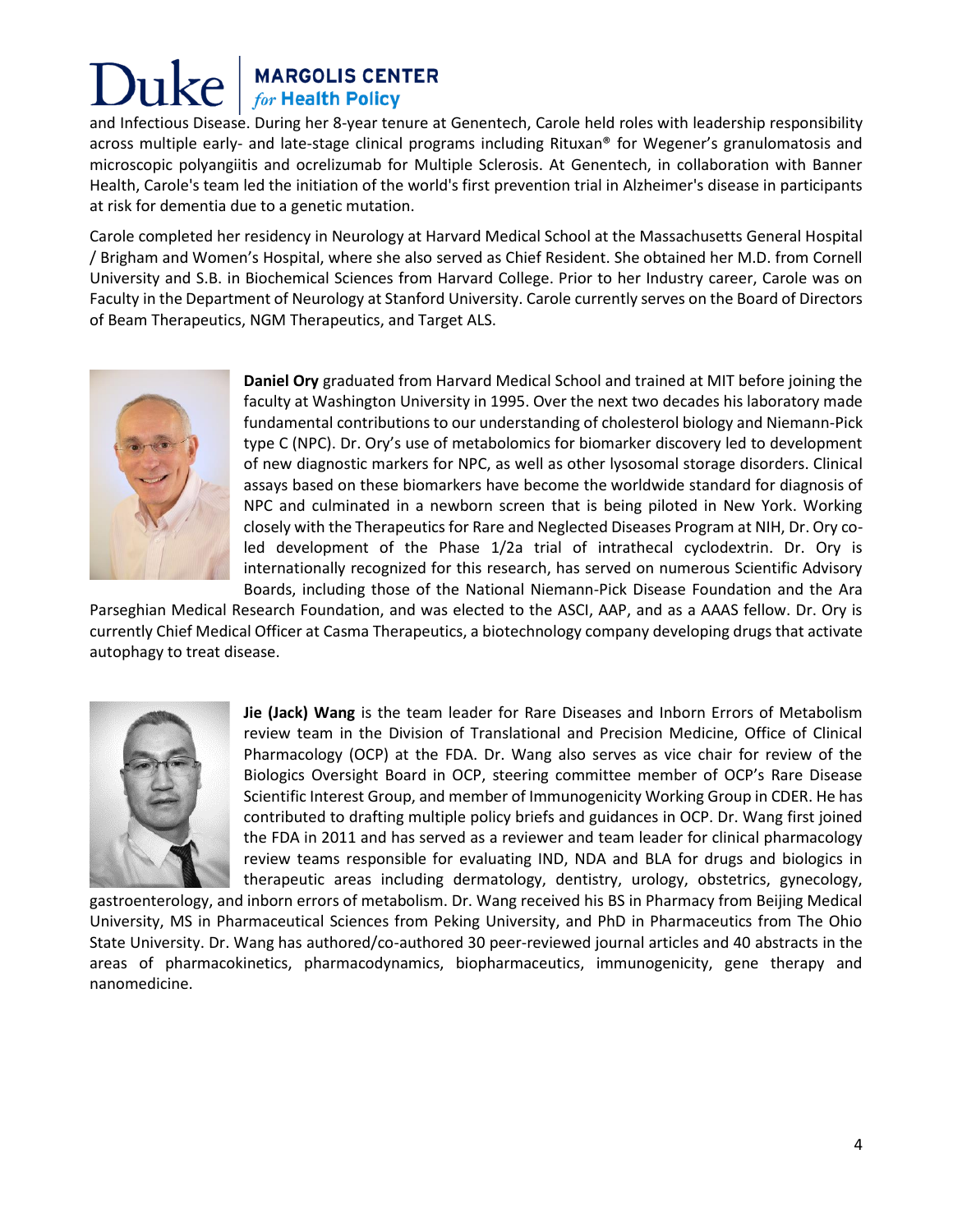and Infectious Disease. During her 8-year tenure at Genentech, Carole held roles with leadership responsibility across multiple early- and late-stage clinical programs including Rituxan® for Wegener's granulomatosis and microscopic polyangiitis and ocrelizumab for Multiple Sclerosis. At Genentech, in collaboration with Banner Health, Carole's team led the initiation of the world's first prevention trial in Alzheimer's disease in participants at risk for dementia due to a genetic mutation.

Carole completed her residency in Neurology at Harvard Medical School at the Massachusetts General Hospital / Brigham and Women's Hospital, where she also served as Chief Resident. She obtained her M.D. from Cornell University and S.B. in Biochemical Sciences from Harvard College. Prior to her Industry career, Carole was on Faculty in the Department of Neurology at Stanford University. Carole currently serves on the Board of Directors of Beam Therapeutics, NGM Therapeutics, and Target ALS.

**Daniel Ory** graduated from Harvard Medical School and trained at MIT before joining the faculty at Washington University in 1995. Over the next two decades his laboratory made fundamental contributions to our understanding of cholesterol biology and Niemann-Pick type C (NPC). Dr. Ory's use of metabolomics for biomarker discovery led to development of new diagnostic markers for NPC, as well as other lysosomal storage disorders. Clinical assays based on these biomarkers have become the worldwide standard for diagnosis of NPC and culminated in a newborn screen that is being piloted in New York. Working closely with the Therapeutics for Rare and Neglected Diseases Program at NIH, Dr. Ory co-led development of the Phase 1/2a trial of intrathecal cyclodextrin. Dr. Ory is internationally recognized for this research, has served on numerous Scientific Advisory Boards, including those of the National Niemann-Pick Disease Foundation and the Ara Parseghian Medical Research Foundation, and was elected to the ASCI, AAP, and as a AAAS fellow. Dr. Ory is currently Chief Medical Officer at Casma Therapeutics, a biotechnology company developing drugs that activate autophagy to treat disease.

**Jie (Jack) Wang** is the team leader for Rare Diseases and Inborn Errors of Metabolism review team in the Division of Translational and Precision Medicine, Office of Clinical Pharmacology (OCP) at the FDA. Dr. Wang also serves as vice chair for review of the Biologics Oversight Board in OCP, steering committee member of OCP's Rare Disease Scientific Interest Group, and member of Immunogenicity Working Group in CDER. He has contributed to drafting multiple policy briefs and guidances in OCP. Dr. Wang first joined the FDA in 2011 and has served as a reviewer and team leader for clinical pharmacology review teams responsible for evaluating IND, NDA and BLA for drugs and biologics in therapeutic areas including dermatology, dentistry, urology, obstetrics, gynecology, gastroenterology, and inborn errors of metabolism. Dr. Wang received his BS in Pharmacy from Beijing Medical University, MS in Pharmaceutical Sciences from Peking University, and PhD in Pharmaceutics from The Ohio State University. Dr. Wang has authored/co-authored 30 peer-reviewed journal articles and 40 abstracts in the areas of pharmacokinetics, pharmacodynamics, biopharmaceutics, immunogenicity, gene therapy and nanomedicine.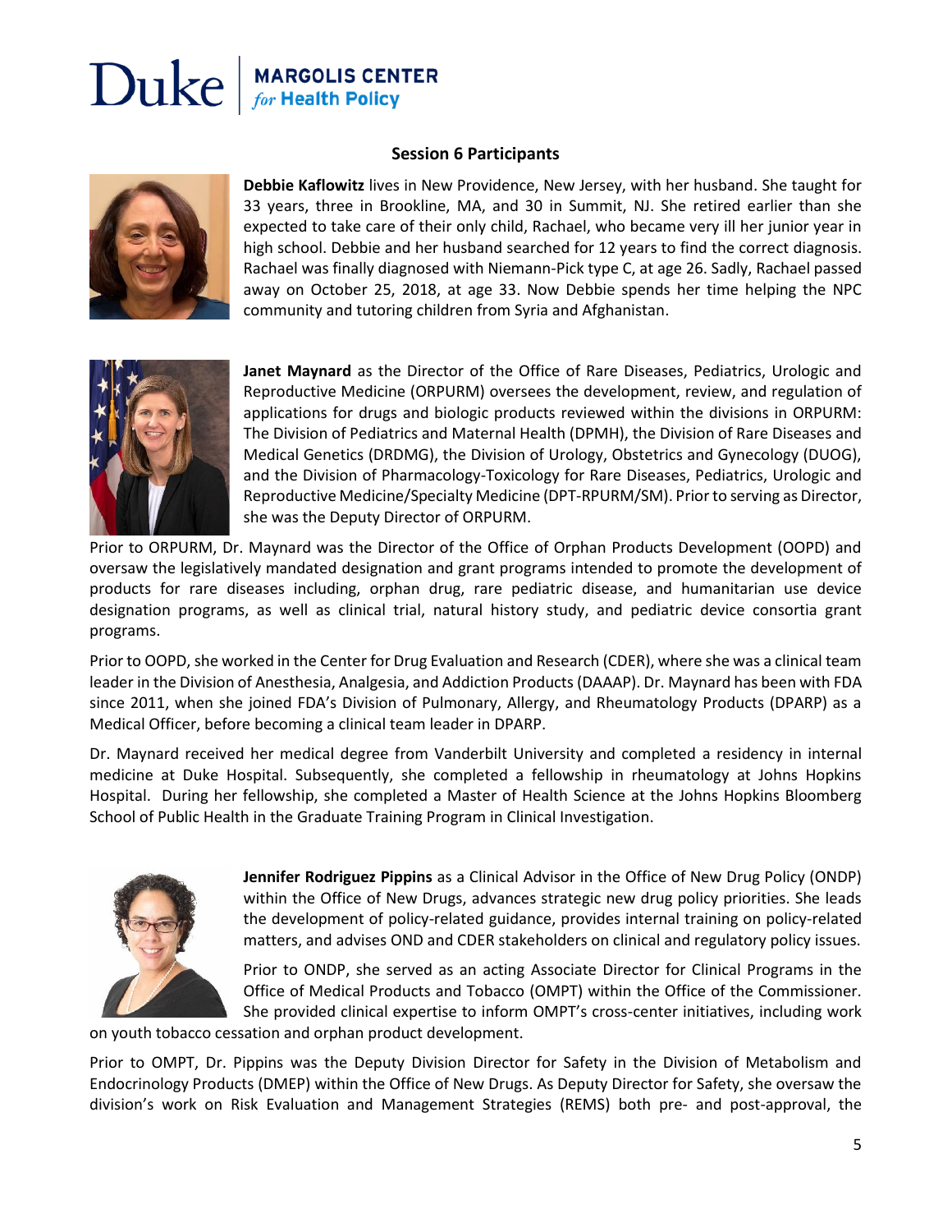### Session 6 Participants

**Debbie Kaflowitz** lives in New Providence, New Jersey, with her husband. She taught for 33 years, three in Brookline, MA, and 30 in Summit, NJ. She retired earlier than she expected to take care of their only child, Rachael, who became very ill her junior year in high school. Debbie and her husband searched for 12 years to find the correct diagnosis. Rachael was finally diagnosed with Niemann-Pick type C, at age 26. Sadly, Rachael passed away on October 25, 2018, at age 33. Now Debbie spends her time helping the NPC community and tutoring children from Syria and Afghanistan.

**Janet Maynard** as the Director of the Office of Rare Diseases, Pediatrics, Urologic and Reproductive Medicine (ORPURM) oversees the development, review, and regulation of applications for drugs and biologic products reviewed within the divisions in ORPURM: The Division of Pediatrics and Maternal Health (DPMH), the Division of Rare Diseases and Medical Genetics (DRDMG), the Division of Urology, Obstetrics and Gynecology (DUOG), and the Division of Pharmacology-Toxicology for Rare Diseases, Pediatrics, Urologic and Reproductive Medicine/Specialty Medicine (DPT-RPURM/SM). Prior to serving as Director, she was the Deputy Director of ORPURM.

Prior to ORPURM, Dr. Maynard was the Director of the Office of Orphan Products Development (OOPD) and oversaw the legislatively mandated designation and grant programs intended to promote the development of products for rare diseases including, orphan drug, rare pediatric disease, and humanitarian use device designation programs, as well as clinical trial, natural history study, and pediatric device consortia grant programs.

Prior to OOPD, she worked in the Center for Drug Evaluation and Research (CDER), where she was a clinical team leader in the Division of Anesthesia, Analgesia, and Addiction Products (DAAAP). Dr. Maynard has been with FDA since 2011, when she joined FDA's Division of Pulmonary, Allergy, and Rheumatology Products (DPARP) as a Medical Officer, before becoming a clinical team leader in DPARP.

Dr. Maynard received her medical degree from Vanderbilt University and completed a residency in internal medicine at Duke Hospital. Subsequently, she completed a fellowship in rheumatology at Johns Hopkins Hospital. During her fellowship, she completed a Master of Health Science at the Johns Hopkins Bloomberg School of Public Health in the Graduate Training Program in Clinical Investigation.

**Jennifer Rodriguez Pippins** as a Clinical Advisor in the Office of New Drug Policy (ONDP) within the Office of New Drugs, advances strategic new drug policy priorities. She leads the development of policy-related guidance, provides internal training on policy-related matters, and advises OND and CDER stakeholders on clinical and regulatory policy issues.

Prior to ONDP, she served as an acting Associate Director for Clinical Programs in the Office of Medical Products and Tobacco (OMPT) within the Office of the Commissioner. She provided clinical expertise to inform OMPT's cross-center initiatives, including work on youth tobacco cessation and orphan product development.

Prior to OMPT, Dr. Pippins was the Deputy Division Director for Safety in the Division of Metabolism and Endocrinology Products (DMEP) within the Office of New Drugs. As Deputy Director for Safety, she oversaw the division's work on Risk Evaluation and Management Strategies (REMS) both pre- and post-approval, the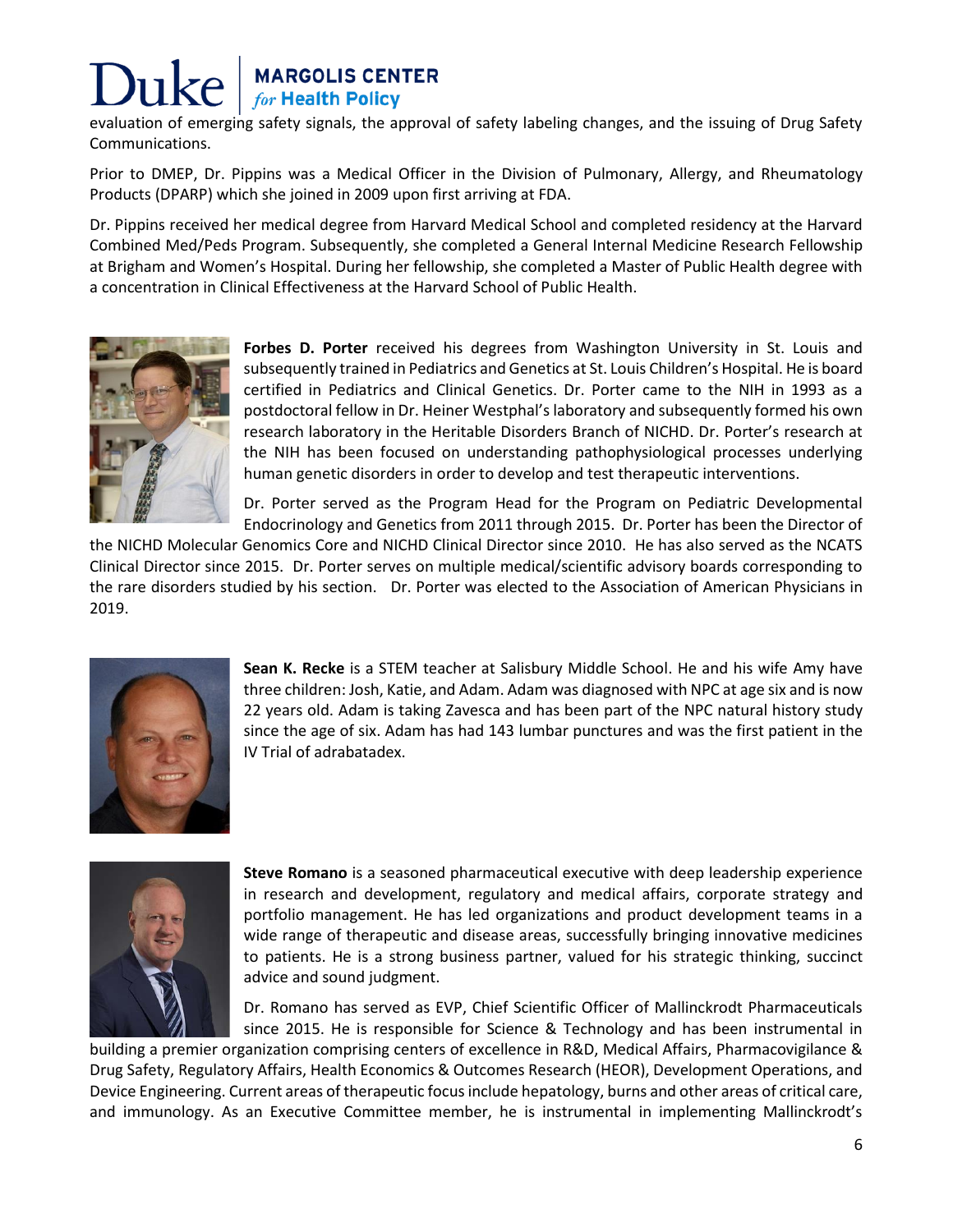evaluation of emerging safety signals, the approval of safety labeling changes, and the issuing of Drug Safety Communications.

Prior to DMEP, Dr. Pippins was a Medical Officer in the Division of Pulmonary, Allergy, and Rheumatology Products (DPARP) which she joined in 2009 upon first arriving at FDA.

Dr. Pippins received her medical degree from Harvard Medical School and completed residency at the Harvard Combined Med/Peds Program. Subsequently, she completed a General Internal Medicine Research Fellowship at Brigham and Women's Hospital. During her fellowship, she completed a Master of Public Health degree with a concentration in Clinical Effectiveness at the Harvard School of Public Health.

**Forbes D. Porter** received his degrees from Washington University in St. Louis and subsequently trained in Pediatrics and Genetics at St. Louis Children's Hospital. He is board certified in Pediatrics and Clinical Genetics. Dr. Porter came to the NIH in 1993 as a postdoctoral fellow in Dr. Heiner Westphal's laboratory and subsequently formed his own research laboratory in the Heritable Disorders Branch of NICHD. Dr. Porter's research at the NIH has been focused on understanding pathophysiological processes underlying human genetic disorders in order to develop and test therapeutic interventions.

Dr. Porter served as the Program Head for the Program on Pediatric Developmental Endocrinology and Genetics from 2011 through 2015. Dr. Porter has been the Director of the NICHD Molecular Genomics Core and NICHD Clinical Director since 2010. He has also served as the NCATS Clinical Director since 2015. Dr. Porter serves on multiple medical/scientific advisory boards corresponding to the rare disorders studied by his section. Dr. Porter was elected to the Association of American Physicians in 2019.

**Sean K. Recke** is a STEM teacher at Salisbury Middle School. He and his wife Amy have three children: Josh, Katie, and Adam. Adam was diagnosed with NPC at age six and is now 22 years old. Adam is taking Zavesca and has been part of the NPC natural history study since the age of six. Adam has had 143 lumbar punctures and was the first patient in the IV Trial of adrabatadex.

**Steve Romano** is a seasoned pharmaceutical executive with deep leadership experience in research and development, regulatory and medical affairs, corporate strategy and portfolio management. He has led organizations and product development teams in a wide range of therapeutic and disease areas, successfully bringing innovative medicines to patients. He is a strong business partner, valued for his strategic thinking, succinct advice and sound judgment.

Dr. Romano has served as EVP, Chief Scientific Officer of Mallinckrodt Pharmaceuticals since 2015. He is responsible for Science & Technology and has been instrumental in building a premier organization comprising centers of excellence in R&D, Medical Affairs, Pharmacovigilance & Drug Safety, Regulatory Affairs, Health Economics & Outcomes Research (HEOR), Development Operations, and Device Engineering. Current areas of therapeutic focus include hepatology, burns and other areas of critical care, and immunology. As an Executive Committee member, he is instrumental in implementing Mallinckrodt's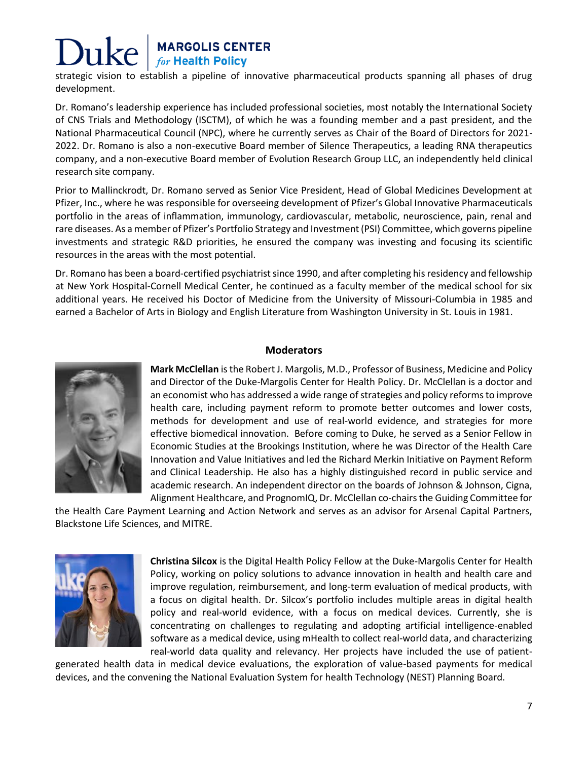strategic vision to establish a pipeline of innovative pharmaceutical products spanning all phases of drug development.

Dr. Romano's leadership experience has included professional societies, most notably the International Society of CNS Trials and Methodology (ISCTM), of which he was a founding member and a past president, and the National Pharmaceutical Council (NPC), where he currently serves as Chair of the Board of Directors for 2021-2022. Dr. Romano is also a non-executive Board member of Silence Therapeutics, a leading RNA therapeutics company, and a non-executive Board member of Evolution Research Group LLC, an independently held clinical research site company.

Prior to Mallinckrodt, Dr. Romano served as Senior Vice President, Head of Global Medicines Development at Pfizer, Inc., where he was responsible for overseeing development of Pfizer's Global Innovative Pharmaceuticals portfolio in the areas of inflammation, immunology, cardiovascular, metabolic, neuroscience, pain, renal and rare diseases. As a member of Pfizer's Portfolio Strategy and Investment (PSI) Committee, which governs pipeline investments and strategic R&D priorities, he ensured the company was investing and focusing its scientific resources in the areas with the most potential.

Dr. Romano has been a board-certified psychiatrist since 1990, and after completing his residency and fellowship at New York Hospital-Cornell Medical Center, he continued as a faculty member of the medical school for six additional years. He received his Doctor of Medicine from the University of Missouri-Columbia in 1985 and earned a Bachelor of Arts in Biology and English Literature from Washington University in St. Louis in 1981.

## Moderators

**Mark McClellan** is the Robert J. Margolis, M.D., Professor of Business, Medicine and Policy and Director of the Duke-Margolis Center for Health Policy. Dr. McClellan is a doctor and an economist who has addressed a wide range of strategies and policy reforms to improve health care, including payment reform to promote better outcomes and lower costs, methods for development and use of real-world evidence, and strategies for more effective biomedical innovation. Before coming to Duke, he served as a Senior Fellow in Economic Studies at the Brookings Institution, where he was Director of the Health Care Innovation and Value Initiatives and led the Richard Merkin Initiative on Payment Reform and Clinical Leadership. He also has a highly distinguished record in public service and academic research. An independent director on the boards of Johnson & Johnson, Cigna, Alignment Healthcare, and PrognomIQ, Dr. McClellan co-chairs the Guiding Committee for the Health Care Payment Learning and Action Network and serves as an advisor for Arsenal Capital Partners, Blackstone Life Sciences, and MITRE.

**Christina Silcox** is the Digital Health Policy Fellow at the Duke-Margolis Center for Health Policy, working on policy solutions to advance innovation in health and health care and improve regulation, reimbursement, and long-term evaluation of medical products, with a focus on digital health. Dr. Silcox's portfolio includes multiple areas in digital health policy and real-world evidence, with a focus on medical devices. Currently, she is concentrating on challenges to regulating and adopting artificial intelligence-enabled software as a medical device, using mHealth to collect real-world data, and characterizing real-world data quality and relevancy. Her projects have included the use of patient-generated health data in medical device evaluations, the exploration of value-based payments for medical devices, and the convening the National Evaluation System for health Technology (NEST) Planning Board.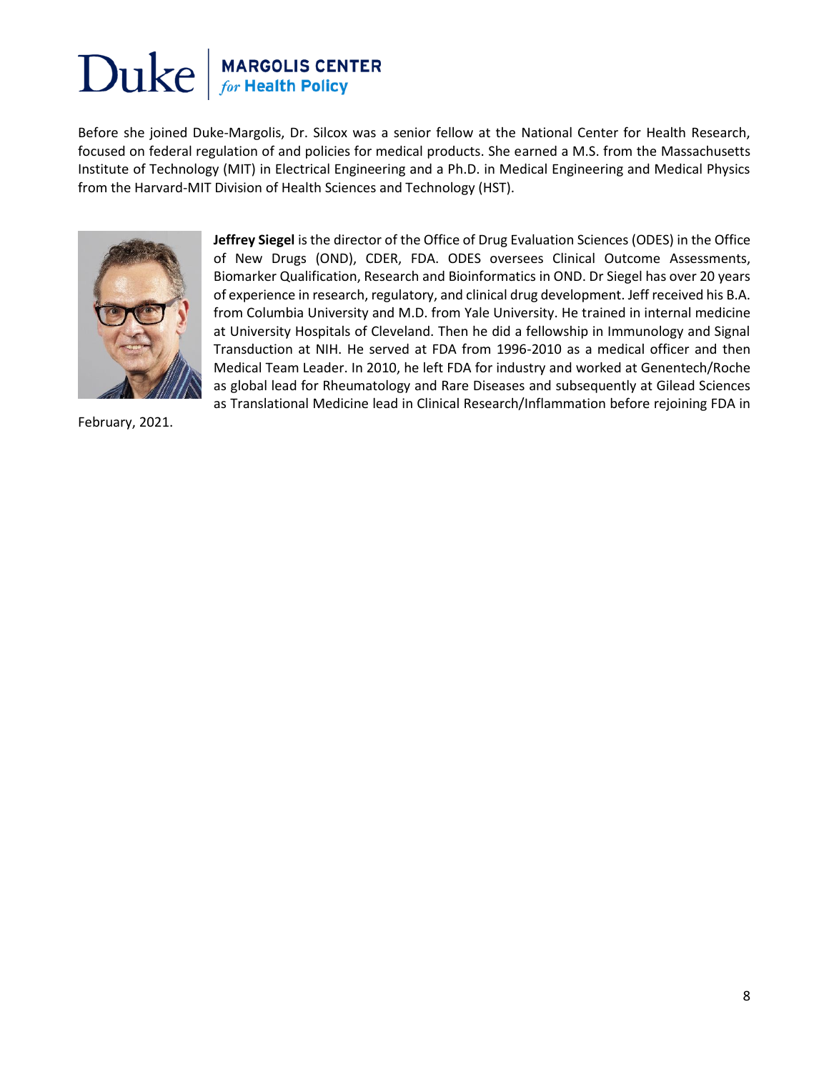Before she joined Duke-Margolis, Dr. Silcox was a senior fellow at the National Center for Health Research, focused on federal regulation of and policies for medical products. She earned a M.S. from the Massachusetts Institute of Technology (MIT) in Electrical Engineering and a Ph.D. in Medical Engineering and Medical Physics from the Harvard-MIT Division of Health Sciences and Technology (HST).

**Jeffrey Siegel** is the director of the Office of Drug Evaluation Sciences (ODES) in the Office of New Drugs (OND), CDER, FDA. ODES oversees Clinical Outcome Assessments, Biomarker Qualification, Research and Bioinformatics in OND. Dr Siegel has over 20 years of experience in research, regulatory, and clinical drug development. Jeff received his B.A. from Columbia University and M.D. from Yale University. He trained in internal medicine at University Hospitals of Cleveland. Then he did a fellowship in Immunology and Signal Transduction at NIH. He served at FDA from 1996-2010 as a medical officer and then Medical Team Leader. In 2010, he left FDA for industry and worked at Genentech/Roche as global lead for Rheumatology and Rare Diseases and subsequently at Gilead Sciences as Translational Medicine lead in Clinical Research/Inflammation before rejoining FDA in February, 2021.